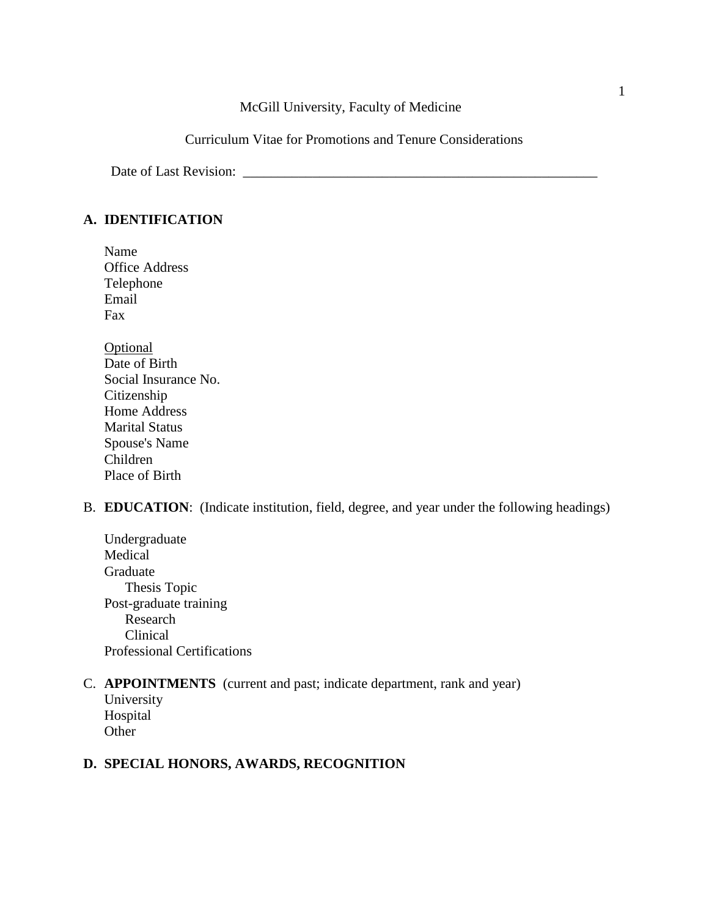McGill University, Faculty of Medicine

Curriculum Vitae for Promotions and Tenure Considerations

Date of Last Revision: ____________________________________________________

## A. IDENTIFICATION

Name
Office Address
Telephone
Email
Fax

<u>Optional</u>
Date of Birth
Social Insurance No.
Citizenship
Home Address
Marital Status
Spouse's Name
Children
Place of Birth

## B. EDUCATION: (Indicate institution, field, degree, and year under the following headings)

Undergraduate
Medical
Graduate
  Thesis Topic
Post-graduate training
  Research
  Clinical
Professional Certifications

## C. APPOINTMENTS (current and past; indicate department, rank and year)

University
Hospital
Other

## D. SPECIAL HONORS, AWARDS, RECOGNITION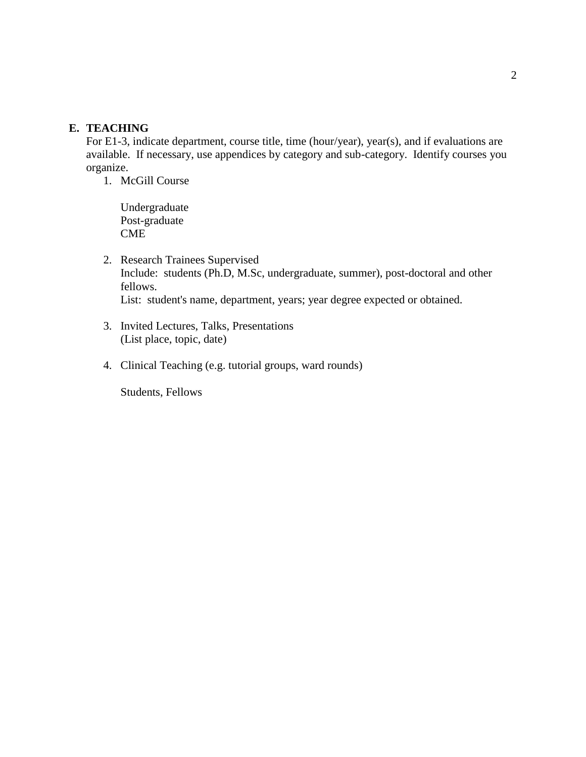## E. TEACHING

For E1-3, indicate department, course title, time (hour/year), year(s), and if evaluations are available. If necessary, use appendices by category and sub-category. Identify courses you organize.

1. McGill Course

   Undergraduate
   Post-graduate
   CME

2. Research Trainees Supervised
   Include: students (Ph.D, M.Sc, undergraduate, summer), post-doctoral and other fellows.
   List: student's name, department, years; year degree expected or obtained.

3. Invited Lectures, Talks, Presentations
   (List place, topic, date)

4. Clinical Teaching (e.g. tutorial groups, ward rounds)

   Students, Fellows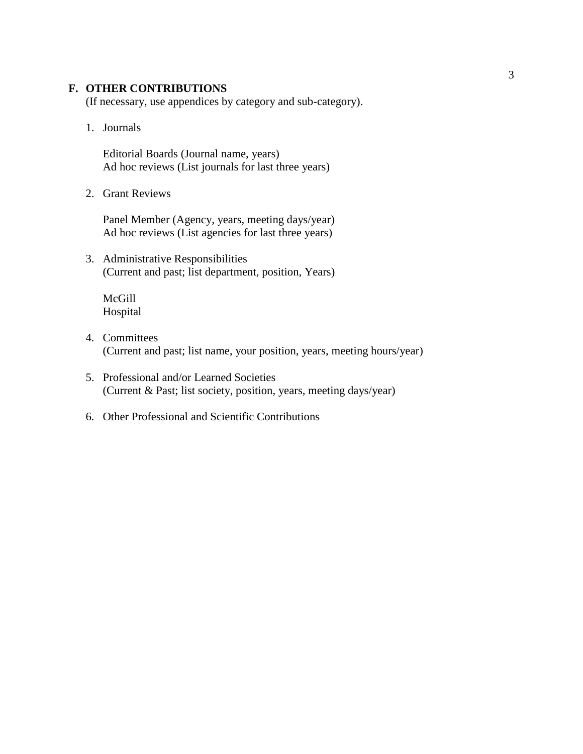## F. OTHER CONTRIBUTIONS

(If necessary, use appendices by category and sub-category).

1. Journals

   Editorial Boards (Journal name, years)
   Ad hoc reviews (List journals for last three years)

2. Grant Reviews

   Panel Member (Agency, years, meeting days/year)
   Ad hoc reviews (List agencies for last three years)

3. Administrative Responsibilities
   (Current and past; list department, position, Years)

   McGill
   Hospital

4. Committees
   (Current and past; list name, your position, years, meeting hours/year)

5. Professional and/or Learned Societies
   (Current & Past; list society, position, years, meeting days/year)

6. Other Professional and Scientific Contributions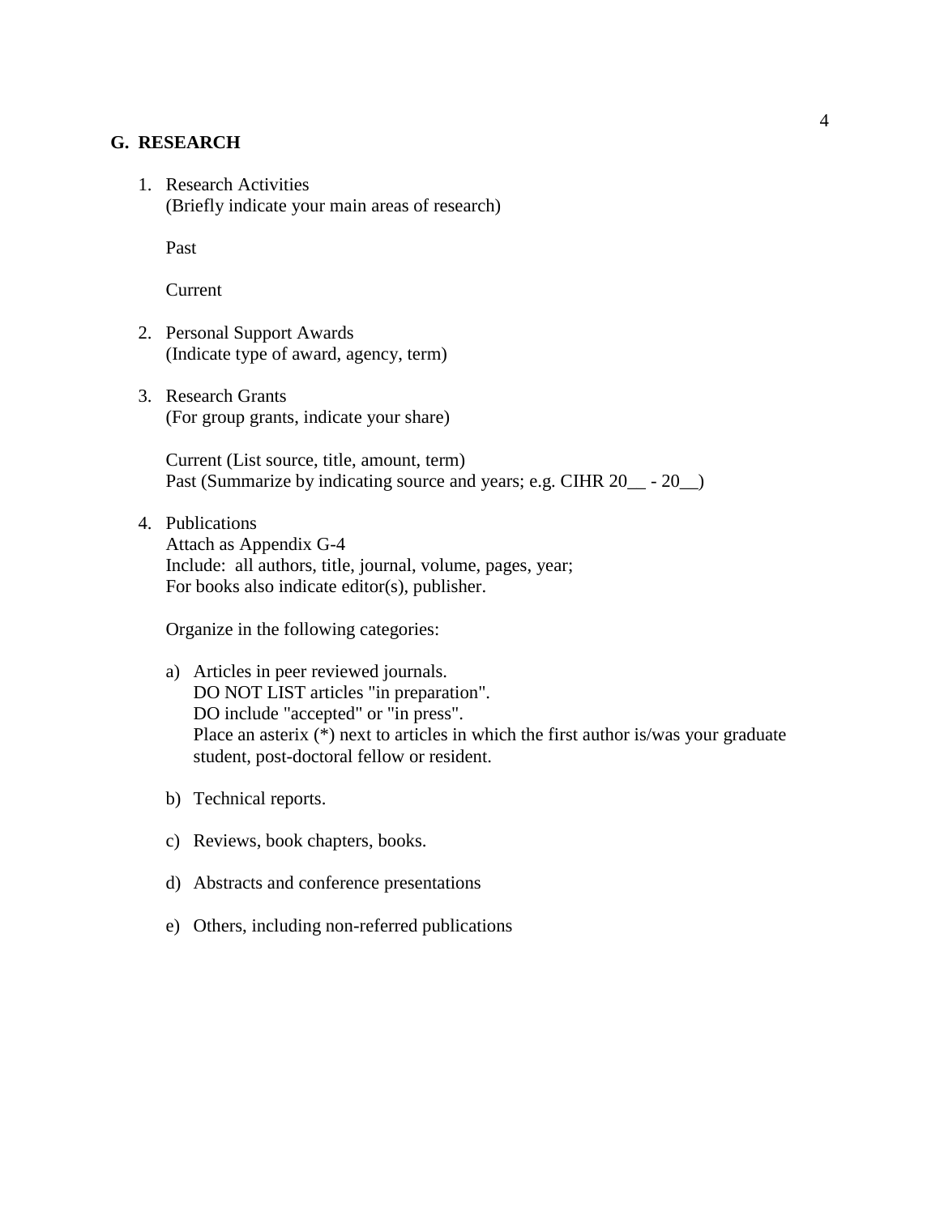## G. RESEARCH

1. Research Activities
   (Briefly indicate your main areas of research)

   Past

   Current

2. Personal Support Awards
   (Indicate type of award, agency, term)

3. Research Grants
   (For group grants, indicate your share)

   Current (List source, title, amount, term)
   Past (Summarize by indicating source and years; e.g. CIHR 20__ - 20__)

4. Publications
   Attach as Appendix G-4
   Include: all authors, title, journal, volume, pages, year;
   For books also indicate editor(s), publisher.

   Organize in the following categories:

   a) Articles in peer reviewed journals.
      DO NOT LIST articles "in preparation".
      DO include "accepted" or "in press".
      Place an asterix (*) next to articles in which the first author is/was your graduate student, post-doctoral fellow or resident.

   b) Technical reports.

   c) Reviews, book chapters, books.

   d) Abstracts and conference presentations

   e) Others, including non-referred publications